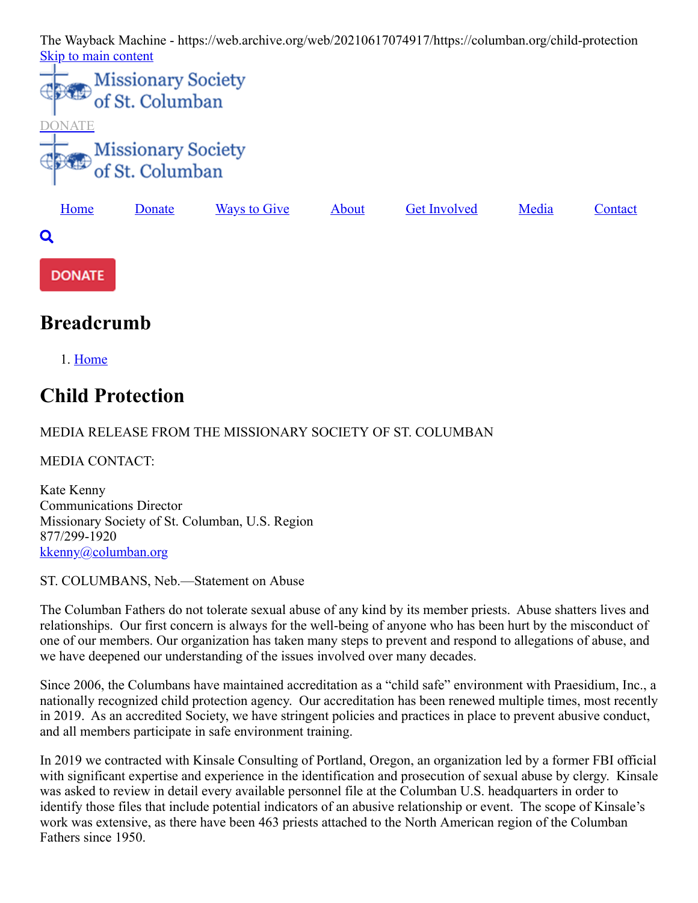The Wayback Machine - https://web.archive.org/web/20210617074917/https://columban.org/child-protection

Skip to main content

Missionary Society of St. Columban

DONATE

Missionary Society of St. Columban

Home Donate Ways to Give About Get Involved Media Contact

DONATE

## Breadcrumb

1. Home

# Child Protection

MEDIA RELEASE FROM THE MISSIONARY SOCIETY OF ST. COLUMBAN

MEDIA CONTACT:

Kate Kenny
Communications Director
Missionary Society of St. Columban, U.S. Region
877/299-1920
kkenny@columban.org

ST. COLUMBANS, Neb.—Statement on Abuse

The Columban Fathers do not tolerate sexual abuse of any kind by its member priests. Abuse shatters lives and relationships. Our first concern is always for the well-being of anyone who has been hurt by the misconduct of one of our members. Our organization has taken many steps to prevent and respond to allegations of abuse, and we have deepened our understanding of the issues involved over many decades.

Since 2006, the Columbans have maintained accreditation as a "child safe" environment with Praesidium, Inc., a nationally recognized child protection agency. Our accreditation has been renewed multiple times, most recently in 2019. As an accredited Society, we have stringent policies and practices in place to prevent abusive conduct, and all members participate in safe environment training.

In 2019 we contracted with Kinsale Consulting of Portland, Oregon, an organization led by a former FBI official with significant expertise and experience in the identification and prosecution of sexual abuse by clergy. Kinsale was asked to review in detail every available personnel file at the Columban U.S. headquarters in order to identify those files that include potential indicators of an abusive relationship or event. The scope of Kinsale's work was extensive, as there have been 463 priests attached to the North American region of the Columban Fathers since 1950.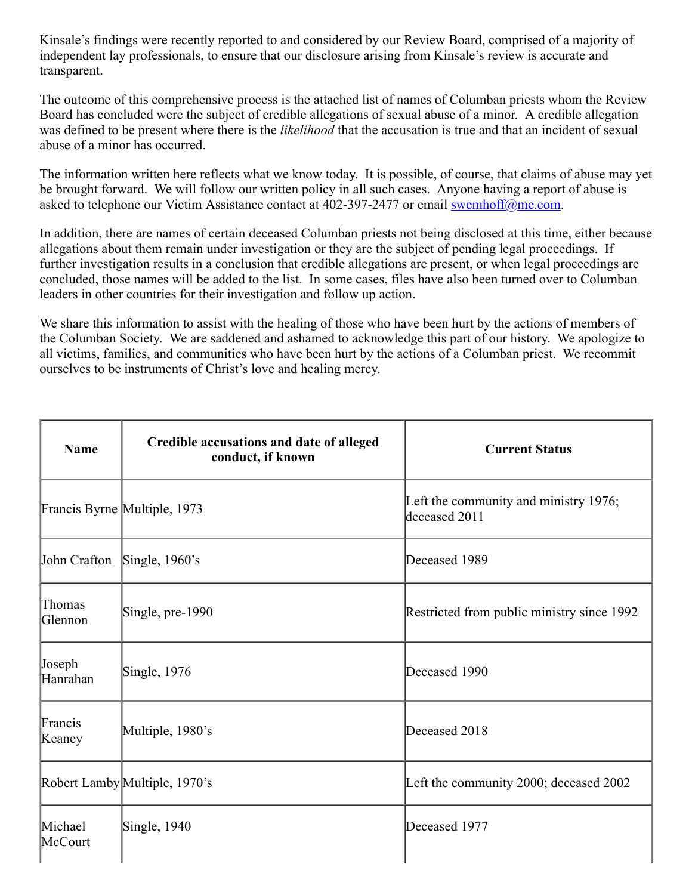Kinsale's findings were recently reported to and considered by our Review Board, comprised of a majority of independent lay professionals, to ensure that our disclosure arising from Kinsale's review is accurate and transparent.

The outcome of this comprehensive process is the attached list of names of Columban priests whom the Review Board has concluded were the subject of credible allegations of sexual abuse of a minor. A credible allegation was defined to be present where there is the *likelihood* that the accusation is true and that an incident of sexual abuse of a minor has occurred.

The information written here reflects what we know today. It is possible, of course, that claims of abuse may yet be brought forward. We will follow our written policy in all such cases. Anyone having a report of abuse is asked to telephone our Victim Assistance contact at 402-397-2477 or email swemhoff@me.com.

In addition, there are names of certain deceased Columban priests not being disclosed at this time, either because allegations about them remain under investigation or they are the subject of pending legal proceedings. If further investigation results in a conclusion that credible allegations are present, or when legal proceedings are concluded, those names will be added to the list. In some cases, files have also been turned over to Columban leaders in other countries for their investigation and follow up action.

We share this information to assist with the healing of those who have been hurt by the actions of members of the Columban Society. We are saddened and ashamed to acknowledge this part of our history. We apologize to all victims, families, and communities who have been hurt by the actions of a Columban priest. We recommit ourselves to be instruments of Christ's love and healing mercy.

| Name | Credible accusations and date of alleged conduct, if known | Current Status |
|---|---|---|
| Francis Byrne | Multiple, 1973 | Left the community and ministry 1976; deceased 2011 |
| John Crafton | Single, 1960's | Deceased 1989 |
| Thomas Glennon | Single, pre-1990 | Restricted from public ministry since 1992 |
| Joseph Hanrahan | Single, 1976 | Deceased 1990 |
| Francis Keaney | Multiple, 1980's | Deceased 2018 |
| Robert Lamby | Multiple, 1970's | Left the community 2000; deceased 2002 |
| Michael McCourt | Single, 1940 | Deceased 1977 |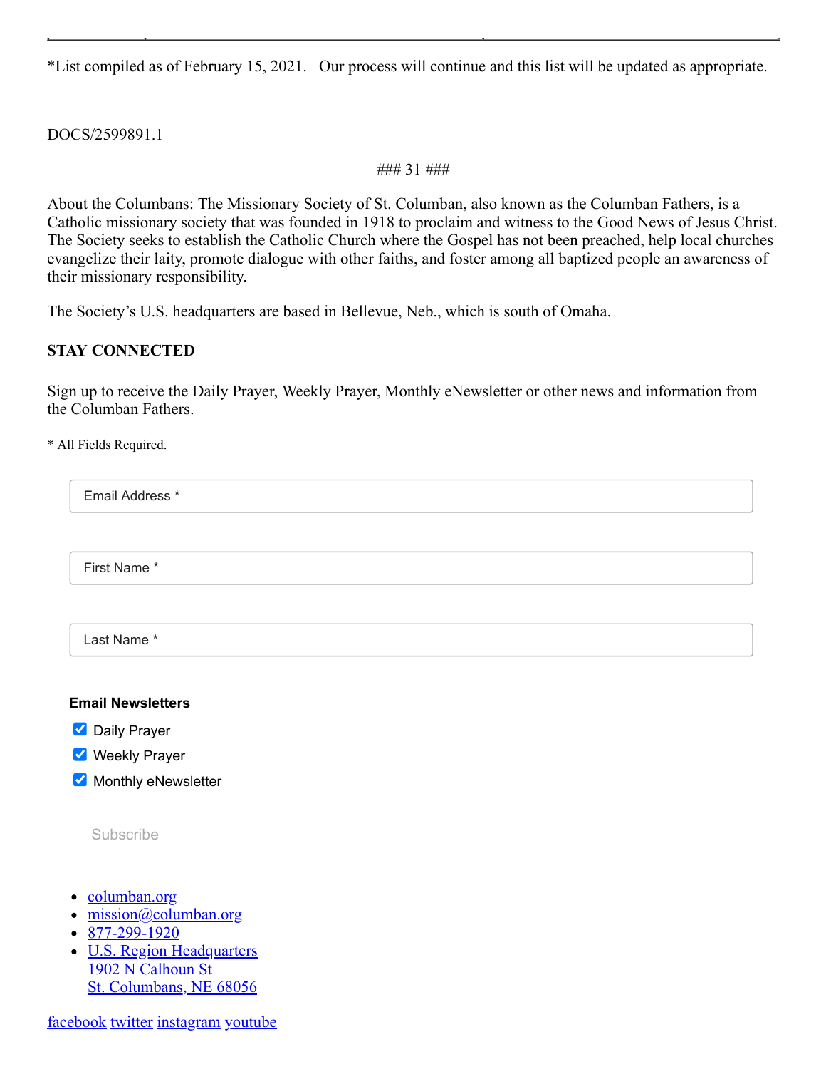*List compiled as of February 15, 2021. Our process will continue and this list will be updated as appropriate.

DOCS/2599891.1

### 31 ###

About the Columbans: The Missionary Society of St. Columban, also known as the Columban Fathers, is a Catholic missionary society that was founded in 1918 to proclaim and witness to the Good News of Jesus Christ. The Society seeks to establish the Catholic Church where the Gospel has not been preached, help local churches evangelize their laity, promote dialogue with other faiths, and foster among all baptized people an awareness of their missionary responsibility.

The Society's U.S. headquarters are based in Bellevue, Neb., which is south of Omaha.

**STAY CONNECTED**

Sign up to receive the Daily Prayer, Weekly Prayer, Monthly eNewsletter or other news and information from the Columban Fathers.

* All Fields Required.

Email Address *

First Name *

Last Name *

**Email Newsletters**

- [x] Daily Prayer
- [x] Weekly Prayer
- [x] Monthly eNewsletter

Subscribe

- columban.org
- mission@columban.org
- 877-299-1920
- U.S. Region Headquarters
  1902 N Calhoun St
  St. Columbans, NE 68056

facebook twitter instagram youtube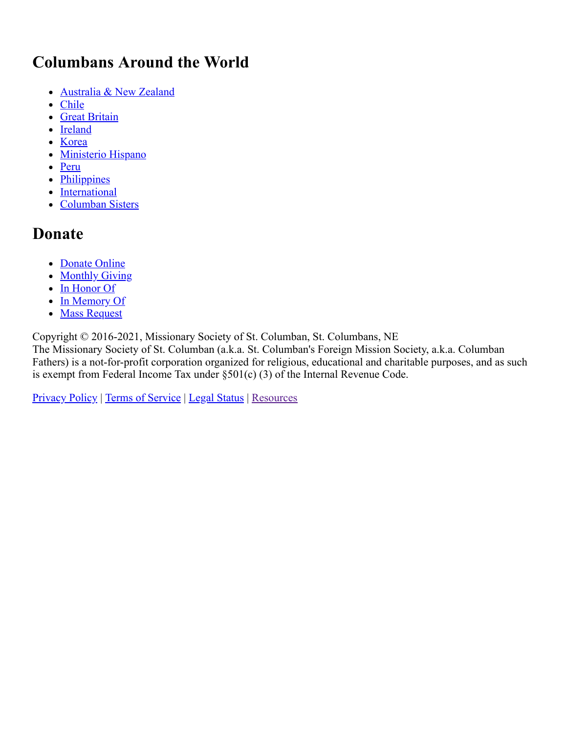## Columbans Around the World

- Australia & New Zealand
- Chile
- Great Britain
- Ireland
- Korea
- Ministerio Hispano
- Peru
- Philippines
- International
- Columban Sisters

## Donate

- Donate Online
- Monthly Giving
- In Honor Of
- In Memory Of
- Mass Request

Copyright © 2016-2021, Missionary Society of St. Columban, St. Columbans, NE
The Missionary Society of St. Columban (a.k.a. St. Columban's Foreign Mission Society, a.k.a. Columban Fathers) is a not-for-profit corporation organized for religious, educational and charitable purposes, and as such is exempt from Federal Income Tax under §501(c) (3) of the Internal Revenue Code.

Privacy Policy | Terms of Service | Legal Status | Resources